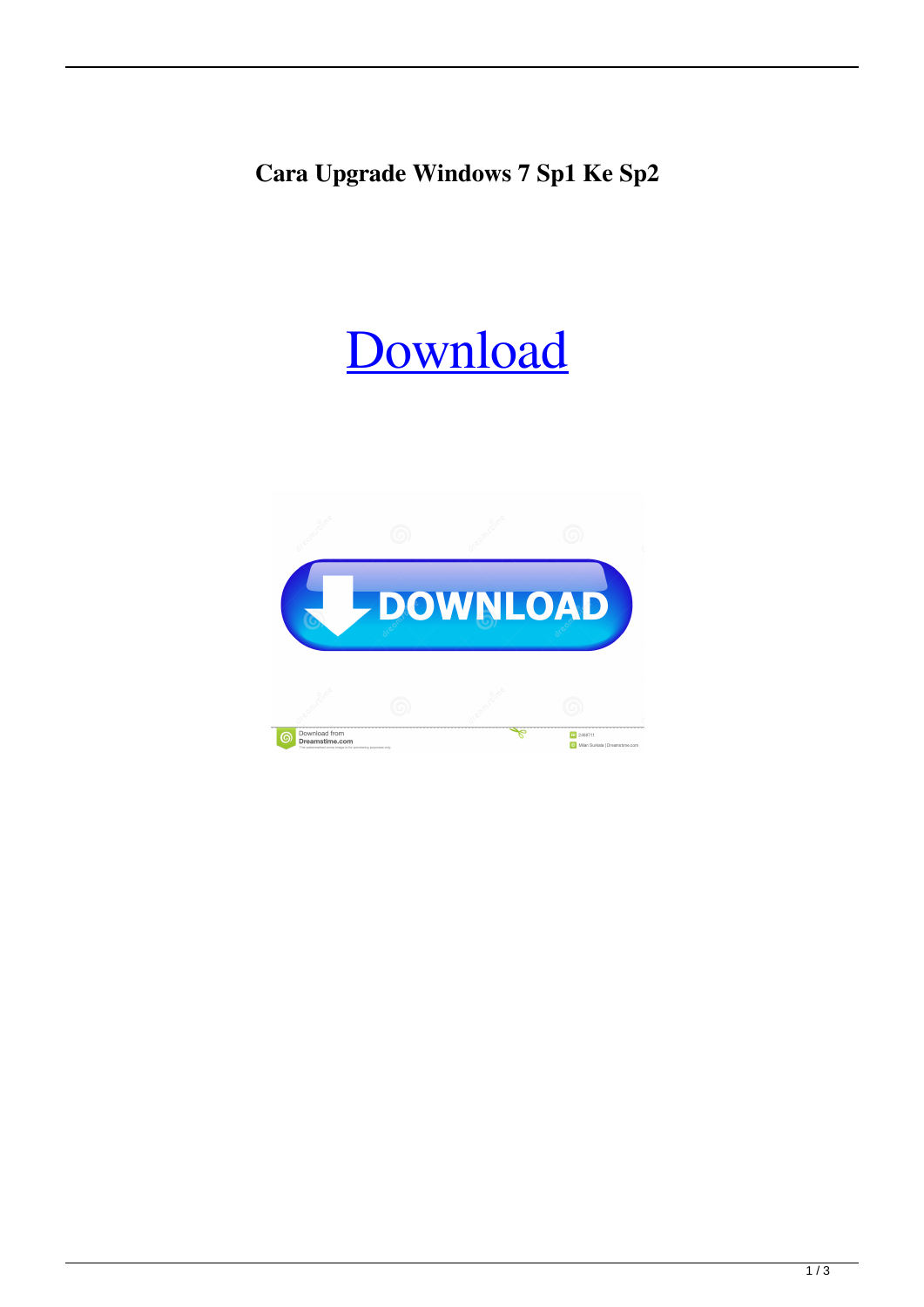**Cara Upgrade Windows 7 Sp1 Ke Sp2**

Download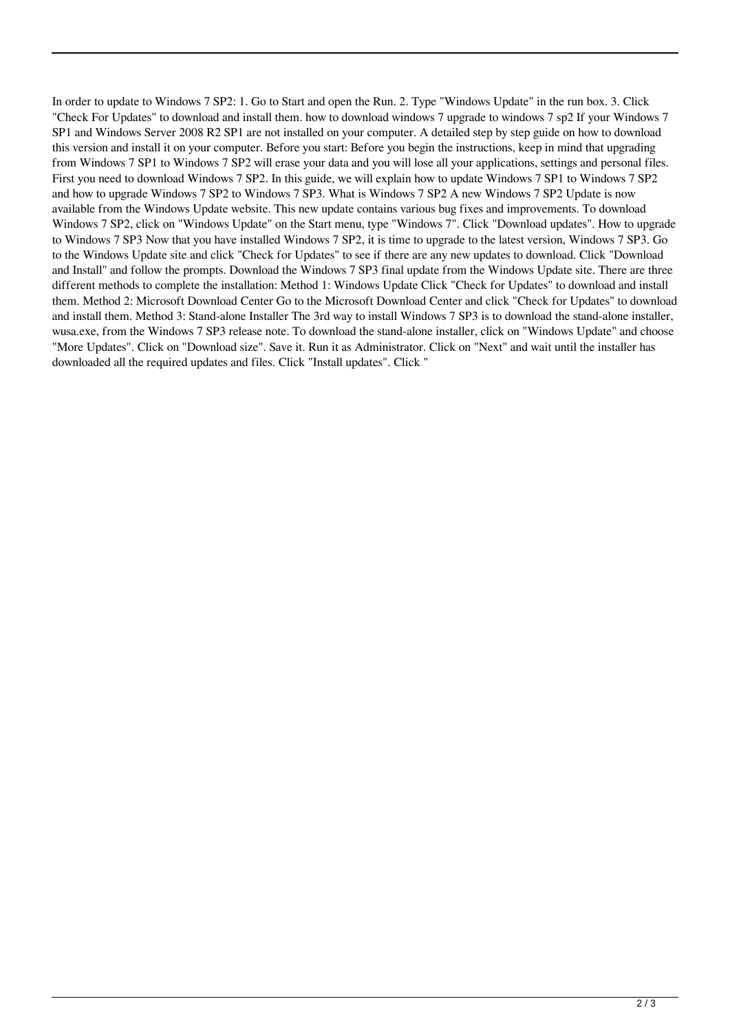In order to update to Windows 7 SP2: 1. Go to Start and open the Run. 2. Type "Windows Update" in the run box. 3. Click "Check For Updates" to download and install them. how to download windows 7 upgrade to windows 7 sp2 If your Windows 7 SP1 and Windows Server 2008 R2 SP1 are not installed on your computer. A detailed step by step guide on how to download this version and install it on your computer. Before you start: Before you begin the instructions, keep in mind that upgrading from Windows 7 SP1 to Windows 7 SP2 will erase your data and you will lose all your applications, settings and personal files. First you need to download Windows 7 SP2. In this guide, we will explain how to update Windows 7 SP1 to Windows 7 SP2 and how to upgrade Windows 7 SP2 to Windows 7 SP3. What is Windows 7 SP2 A new Windows 7 SP2 Update is now available from the Windows Update website. This new update contains various bug fixes and improvements. To download Windows 7 SP2, click on "Windows Update" on the Start menu, type "Windows 7". Click "Download updates". How to upgrade to Windows 7 SP3 Now that you have installed Windows 7 SP2, it is time to upgrade to the latest version, Windows 7 SP3. Go to the Windows Update site and click "Check for Updates" to see if there are any new updates to download. Click "Download and Install" and follow the prompts. Download the Windows 7 SP3 final update from the Windows Update site. There are three different methods to complete the installation: Method 1: Windows Update Click "Check for Updates" to download and install them. Method 2: Microsoft Download Center Go to the Microsoft Download Center and click "Check for Updates" to download and install them. Method 3: Stand-alone Installer The 3rd way to install Windows 7 SP3 is to download the stand-alone installer, wusa.exe, from the Windows 7 SP3 release note. To download the stand-alone installer, click on "Windows Update" and choose "More Updates". Click on "Download size". Save it. Run it as Administrator. Click on "Next" and wait until the installer has downloaded all the required updates and files. Click "Install updates". Click "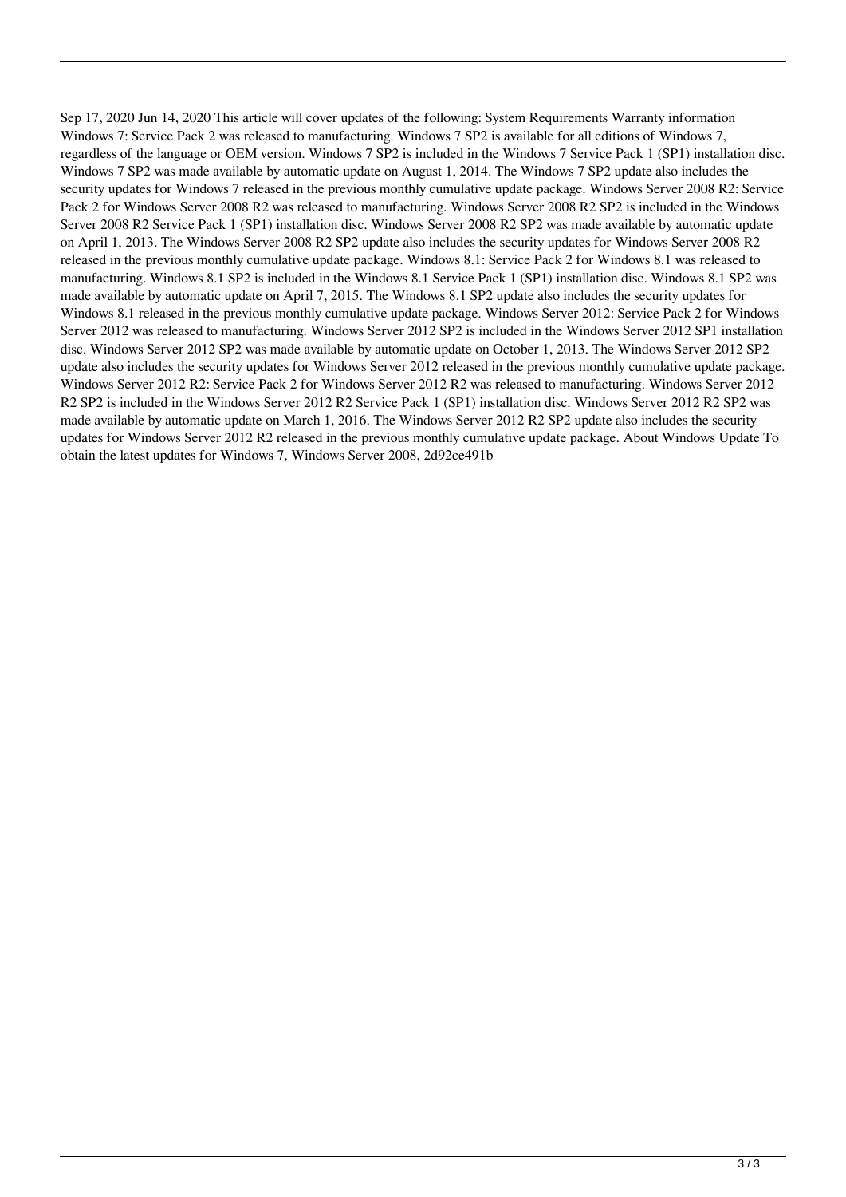Sep 17, 2020 Jun 14, 2020 This article will cover updates of the following: System Requirements Warranty information Windows 7: Service Pack 2 was released to manufacturing. Windows 7 SP2 is available for all editions of Windows 7, regardless of the language or OEM version. Windows 7 SP2 is included in the Windows 7 Service Pack 1 (SP1) installation disc. Windows 7 SP2 was made available by automatic update on August 1, 2014. The Windows 7 SP2 update also includes the security updates for Windows 7 released in the previous monthly cumulative update package. Windows Server 2008 R2: Service Pack 2 for Windows Server 2008 R2 was released to manufacturing. Windows Server 2008 R2 SP2 is included in the Windows Server 2008 R2 Service Pack 1 (SP1) installation disc. Windows Server 2008 R2 SP2 was made available by automatic update on April 1, 2013. The Windows Server 2008 R2 SP2 update also includes the security updates for Windows Server 2008 R2 released in the previous monthly cumulative update package. Windows 8.1: Service Pack 2 for Windows 8.1 was released to manufacturing. Windows 8.1 SP2 is included in the Windows 8.1 Service Pack 1 (SP1) installation disc. Windows 8.1 SP2 was made available by automatic update on April 7, 2015. The Windows 8.1 SP2 update also includes the security updates for Windows 8.1 released in the previous monthly cumulative update package. Windows Server 2012: Service Pack 2 for Windows Server 2012 was released to manufacturing. Windows Server 2012 SP2 is included in the Windows Server 2012 SP1 installation disc. Windows Server 2012 SP2 was made available by automatic update on October 1, 2013. The Windows Server 2012 SP2 update also includes the security updates for Windows Server 2012 released in the previous monthly cumulative update package. Windows Server 2012 R2: Service Pack 2 for Windows Server 2012 R2 was released to manufacturing. Windows Server 2012 R2 SP2 is included in the Windows Server 2012 R2 Service Pack 1 (SP1) installation disc. Windows Server 2012 R2 SP2 was made available by automatic update on March 1, 2016. The Windows Server 2012 R2 SP2 update also includes the security updates for Windows Server 2012 R2 released in the previous monthly cumulative update package. About Windows Update To obtain the latest updates for Windows 7, Windows Server 2008, 2d92ce491b